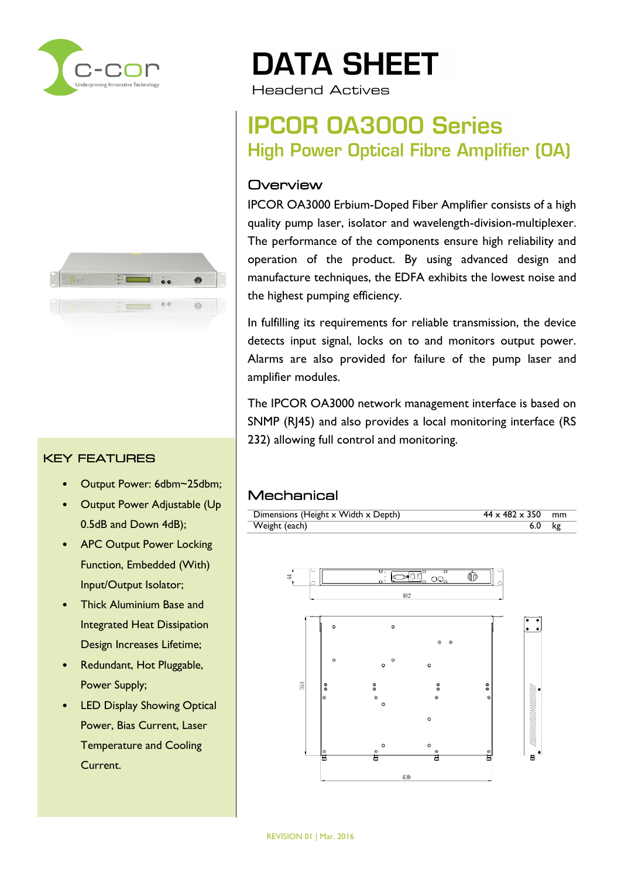# DATA SHEET

Headend Actives

## IPCOR OA3000 Series

### High Power Optical Fibre Amplifier (OA)

### Overview

IPCOR OA3000 Erbium-Doped Fiber Amplifier consists of a high quality pump laser, isolator and wavelength-division-multiplexer. The performance of the components ensure high reliability and operation of the product. By using advanced design and manufacture techniques, the EDFA exhibits the lowest noise and the highest pumping efficiency.

In fulfilling its requirements for reliable transmission, the device detects input signal, locks on to and monitors output power. Alarms are also provided for failure of the pump laser and amplifier modules.

The IPCOR OA3000 network management interface is based on SNMP (RJ45) and also provides a local monitoring interface (RS 232) allowing full control and monitoring.

### KEY FEATURES

- Output Power: 6dbm~25dbm;
- Output Power Adjustable (Up 0.5dB and Down 4dB);
- APC Output Power Locking Function, Embedded (With) Input/Output Isolator;
- Thick Aluminium Base and Integrated Heat Dissipation Design Increases Lifetime;
- Redundant, Hot Pluggable, Power Supply;
- LED Display Showing Optical Power, Bias Current, Laser Temperature and Cooling Current.

### Mechanical

| | | |
|---|---|---|
| Dimensions (Height x Width x Depth) | 44 x 482 x 350 | mm |
| Weight (each) | 6.0 | kg |

REVISION 01 | Mar. 2016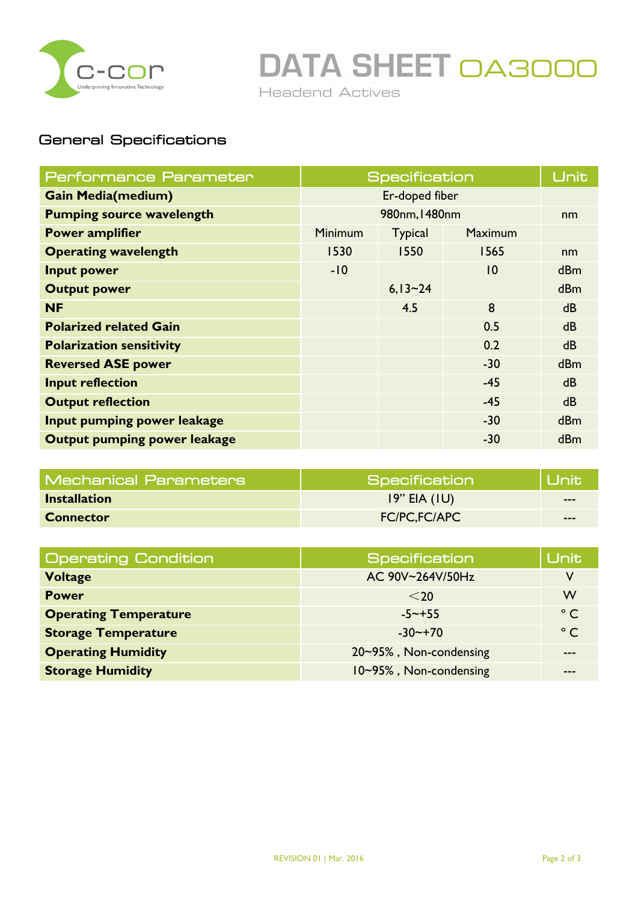# DATA SHEET OA3000

Headend Actives

## General Specifications

| Performance Parameter | Specification | | | Unit |
|---|---|---|---|---|
| **Gain Media(medium)** | Er-doped fiber | | | |
| **Pumping source wavelength** | 980nm,1480nm | | | nm |
| **Power amplifier** | Minimum | Typical | Maximum | |
| **Operating wavelength** | 1530 | 1550 | 1565 | nm |
| **Input power** | -10 | | 10 | dBm |
| **Output power** | | 6,13~24 | | dBm |
| **NF** | | 4.5 | 8 | dB |
| **Polarized related Gain** | | | 0.5 | dB |
| **Polarization sensitivity** | | | 0.2 | dB |
| **Reversed ASE power** | | | -30 | dBm |
| **Input reflection** | | | -45 | dB |
| **Output reflection** | | | -45 | dB |
| **Input pumping power leakage** | | | -30 | dBm |
| **Output pumping power leakage** | | | -30 | dBm |

| Mechanical Parameters | Specification | Unit |
|---|---|---|
| **Installation** | 19" EIA (1U) | --- |
| **Connector** | FC/PC,FC/APC | --- |

| Operating Condition | Specification | Unit |
|---|---|---|
| **Voltage** | AC 90V~264V/50Hz | V |
| **Power** | <20 | W |
| **Operating Temperature** | -5~+55 | ° C |
| **Storage Temperature** | -30~+70 | ° C |
| **Operating Humidity** | 20~95% , Non-condensing | --- |
| **Storage Humidity** | 10~95% , Non-condensing | --- |

REVISION 01 | Mar. 2016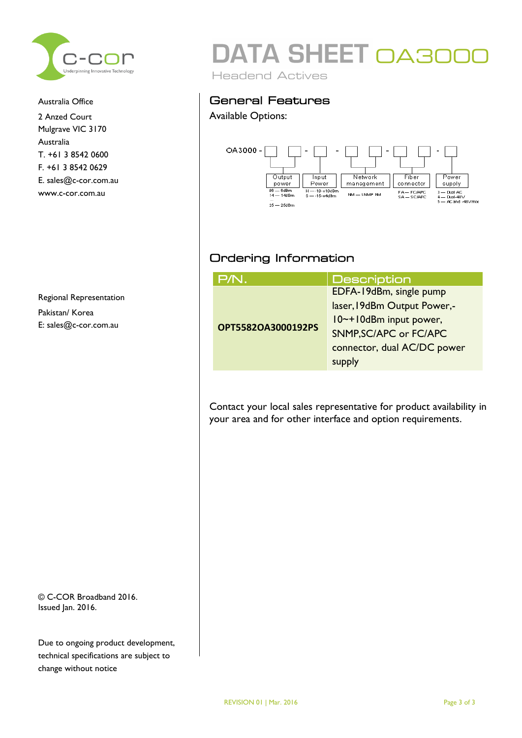Australia Office

2 Anzed Court
Mulgrave VIC 3170
Australia
T. +61 3 8542 0600
F. +61 3 8542 0629
E. sales@c-cor.com.au
www.c-cor.com.au

Regional Representation

Pakistan/ Korea
E: sales@c-cor.com.au

© C-COR Broadband 2016.
Issued Jan. 2016.

Due to ongoing product development, technical specifications are subject to change without notice

# DATA SHEET OA3000

Headend Actives

## General Features

Available Options:

OA3000 - [ ] [ ] - [ ] - [ ] [ ] - [ ] [ ] - [ ]

Output power
06 — 6dBm
14 — 14dBm
...
25 — 25dBm

Input Power
H — -10-+10dBm
S — -15-+4dBm

Network management
NM — SNMP NM

Fiber connector
FA — FC/APC
SA — SC/APC

Power supply
3 — Dual AC
4 — Dual-48V
5 — AC and -48V mix

## Ordering Information

| P/N. | Description |
|---|---|
| **OPT5582OA3000192PS** | EDFA-19dBm, single pump laser,19dBm Output Power,-10~+10dBm input power, SNMP,SC/APC or FC/APC connector, dual AC/DC power supply |

Contact your local sales representative for product availability in your area and for other interface and option requirements.

REVISION 01 | Mar. 2016